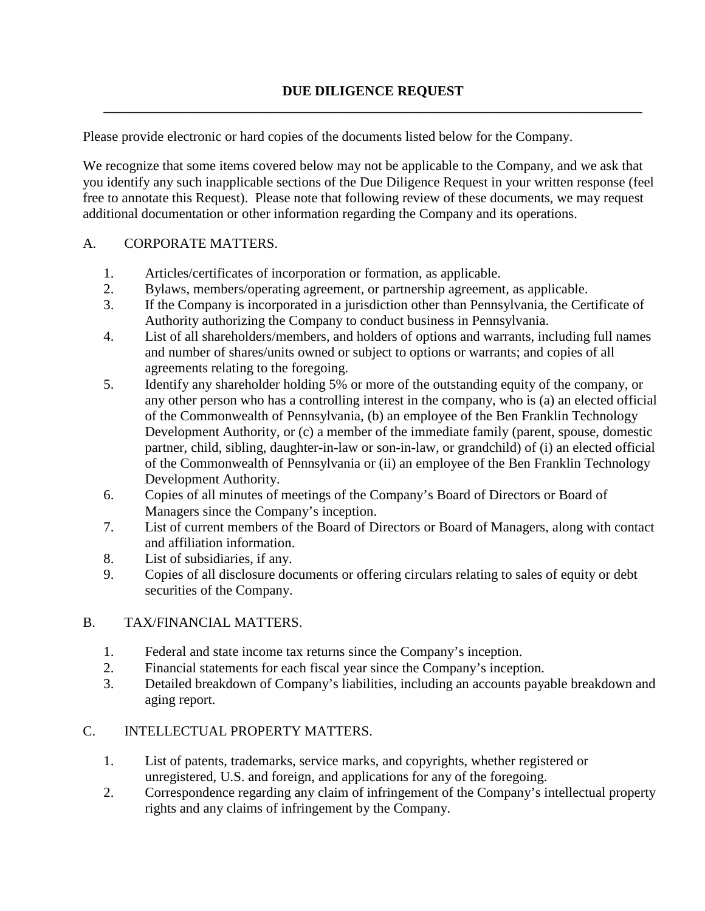# DUE DILIGENCE REQUEST

Please provide electronic or hard copies of the documents listed below for the Company.

We recognize that some items covered below may not be applicable to the Company, and we ask that you identify any such inapplicable sections of the Due Diligence Request in your written response (feel free to annotate this Request). Please note that following review of these documents, we may request additional documentation or other information regarding the Company and its operations.

## A. CORPORATE MATTERS.

1. Articles/certificates of incorporation or formation, as applicable.
2. Bylaws, members/operating agreement, or partnership agreement, as applicable.
3. If the Company is incorporated in a jurisdiction other than Pennsylvania, the Certificate of Authority authorizing the Company to conduct business in Pennsylvania.
4. List of all shareholders/members, and holders of options and warrants, including full names and number of shares/units owned or subject to options or warrants; and copies of all agreements relating to the foregoing.
5. Identify any shareholder holding 5% or more of the outstanding equity of the company, or any other person who has a controlling interest in the company, who is (a) an elected official of the Commonwealth of Pennsylvania, (b) an employee of the Ben Franklin Technology Development Authority, or (c) a member of the immediate family (parent, spouse, domestic partner, child, sibling, daughter-in-law or son-in-law, or grandchild) of (i) an elected official of the Commonwealth of Pennsylvania or (ii) an employee of the Ben Franklin Technology Development Authority.
6. Copies of all minutes of meetings of the Company's Board of Directors or Board of Managers since the Company's inception.
7. List of current members of the Board of Directors or Board of Managers, along with contact and affiliation information.
8. List of subsidiaries, if any.
9. Copies of all disclosure documents or offering circulars relating to sales of equity or debt securities of the Company.

## B. TAX/FINANCIAL MATTERS.

1. Federal and state income tax returns since the Company's inception.
2. Financial statements for each fiscal year since the Company's inception.
3. Detailed breakdown of Company's liabilities, including an accounts payable breakdown and aging report.

## C. INTELLECTUAL PROPERTY MATTERS.

1. List of patents, trademarks, service marks, and copyrights, whether registered or unregistered, U.S. and foreign, and applications for any of the foregoing.
2. Correspondence regarding any claim of infringement of the Company's intellectual property rights and any claims of infringement by the Company.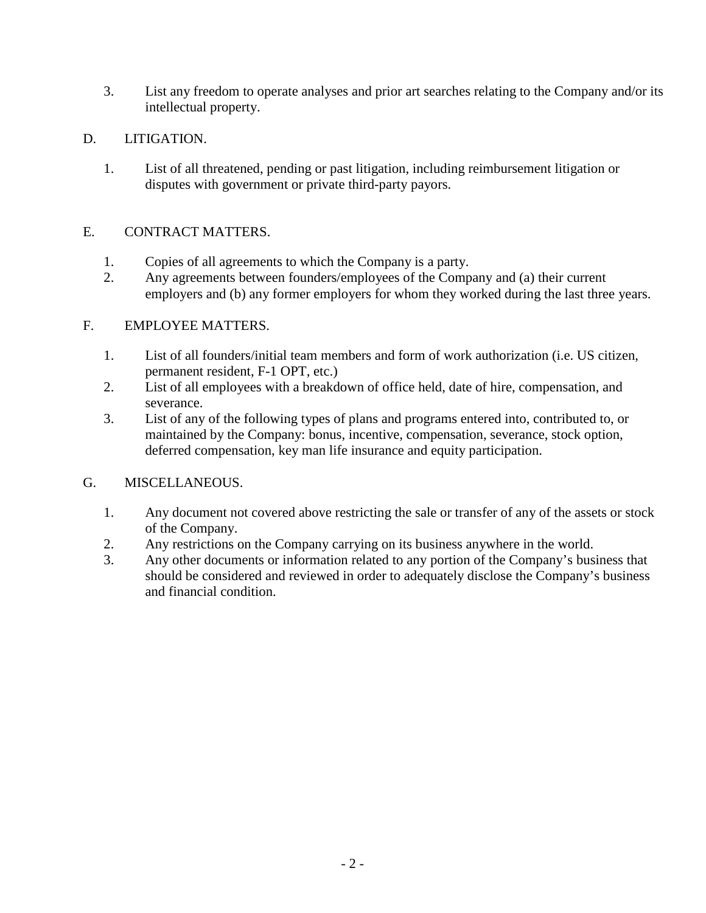3. List any freedom to operate analyses and prior art searches relating to the Company and/or its intellectual property.

## D. LITIGATION.

1. List of all threatened, pending or past litigation, including reimbursement litigation or disputes with government or private third-party payors.

## E. CONTRACT MATTERS.

1. Copies of all agreements to which the Company is a party.
2. Any agreements between founders/employees of the Company and (a) their current employers and (b) any former employers for whom they worked during the last three years.

## F. EMPLOYEE MATTERS.

1. List of all founders/initial team members and form of work authorization (i.e. US citizen, permanent resident, F-1 OPT, etc.)
2. List of all employees with a breakdown of office held, date of hire, compensation, and severance.
3. List of any of the following types of plans and programs entered into, contributed to, or maintained by the Company: bonus, incentive, compensation, severance, stock option, deferred compensation, key man life insurance and equity participation.

## G. MISCELLANEOUS.

1. Any document not covered above restricting the sale or transfer of any of the assets or stock of the Company.
2. Any restrictions on the Company carrying on its business anywhere in the world.
3. Any other documents or information related to any portion of the Company's business that should be considered and reviewed in order to adequately disclose the Company's business and financial condition.